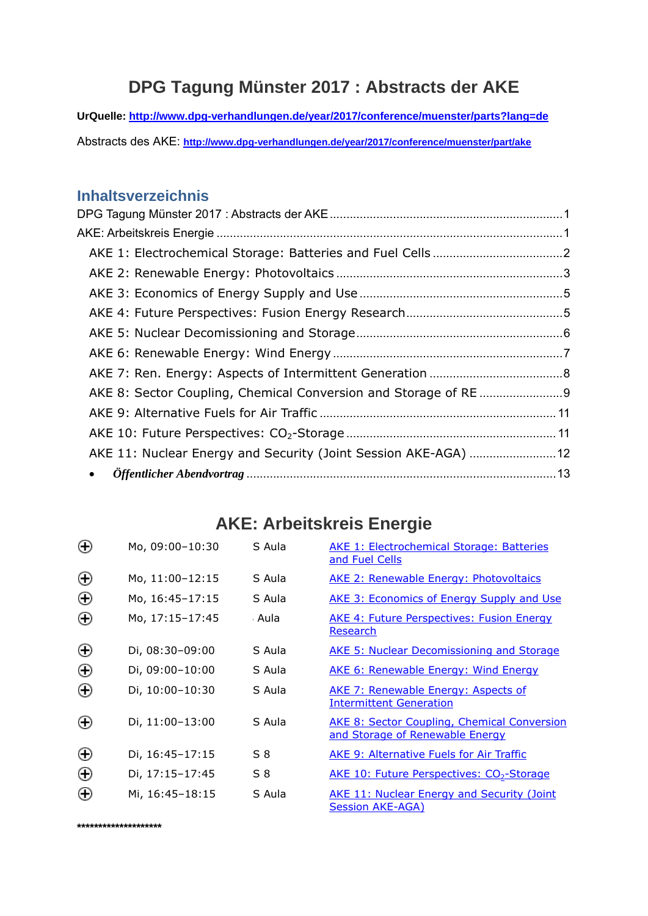# DPG Tagung Münster 2017 : Abstracts der AKE

**UrQuelle: http://www.dpg-verhandlungen.de/year/2017/conference/muenster/parts?lang=de**

Abstracts des AKE: **http://www.dpg-verhandlungen.de/year/2017/conference/muenster/part/ake**

## Inhaltsverzeichnis

DPG Tagung Münster 2017 : Abstracts der AKE ....................................................................1
AKE: Arbeitskreis Energie ....................................................................1
- AKE 1: Electrochemical Storage: Batteries and Fuel Cells ....................................2
- AKE 2: Renewable Energy: Photovoltaics ....................................3
- AKE 3: Economics of Energy Supply and Use ....................................5
- AKE 4: Future Perspectives: Fusion Energy Research ....................................5
- AKE 5: Nuclear Decomissioning and Storage ....................................6
- AKE 6: Renewable Energy: Wind Energy ....................................7
- AKE 7: Ren. Energy: Aspects of Intermittent Generation ....................................8
- AKE 8: Sector Coupling, Chemical Conversion and Storage of RE ....................................9
- AKE 9: Alternative Fuels for Air Traffic ....................................11
- AKE 10: Future Perspectives: $CO_2$-Storage ....................................11
- AKE 11: Nuclear Energy and Security (Joint Session AKE-AGA) ....................................12
- ***Öffentlicher Abendvortrag*** ....................................13

# AKE: Arbeitskreis Energie

| | | | |
|---|---|---|---|
| ⊕ | Mo, 09:00–10:30 | S Aula | AKE 1: Electrochemical Storage: Batteries and Fuel Cells |
| ⊕ | Mo, 11:00–12:15 | S Aula | AKE 2: Renewable Energy: Photovoltaics |
| ⊕ | Mo, 16:45–17:15 | S Aula | AKE 3: Economics of Energy Supply and Use |
| ⊕ | Mo, 17:15–17:45 | Aula | AKE 4: Future Perspectives: Fusion Energy Research |
| ⊕ | Di, 08:30–09:00 | S Aula | AKE 5: Nuclear Decomissioning and Storage |
| ⊕ | Di, 09:00–10:00 | S Aula | AKE 6: Renewable Energy: Wind Energy |
| ⊕ | Di, 10:00–10:30 | S Aula | AKE 7: Renewable Energy: Aspects of Intermittent Generation |
| ⊕ | Di, 11:00–13:00 | S Aula | AKE 8: Sector Coupling, Chemical Conversion and Storage of Renewable Energy |
| ⊕ | Di, 16:45–17:15 | S 8 | AKE 9: Alternative Fuels for Air Traffic |
| ⊕ | Di, 17:15–17:45 | S 8 | AKE 10: Future Perspectives: $CO_2$-Storage |
| ⊕ | Mi, 16:45–18:15 | S Aula | AKE 11: Nuclear Energy and Security (Joint Session AKE-AGA) |

**********************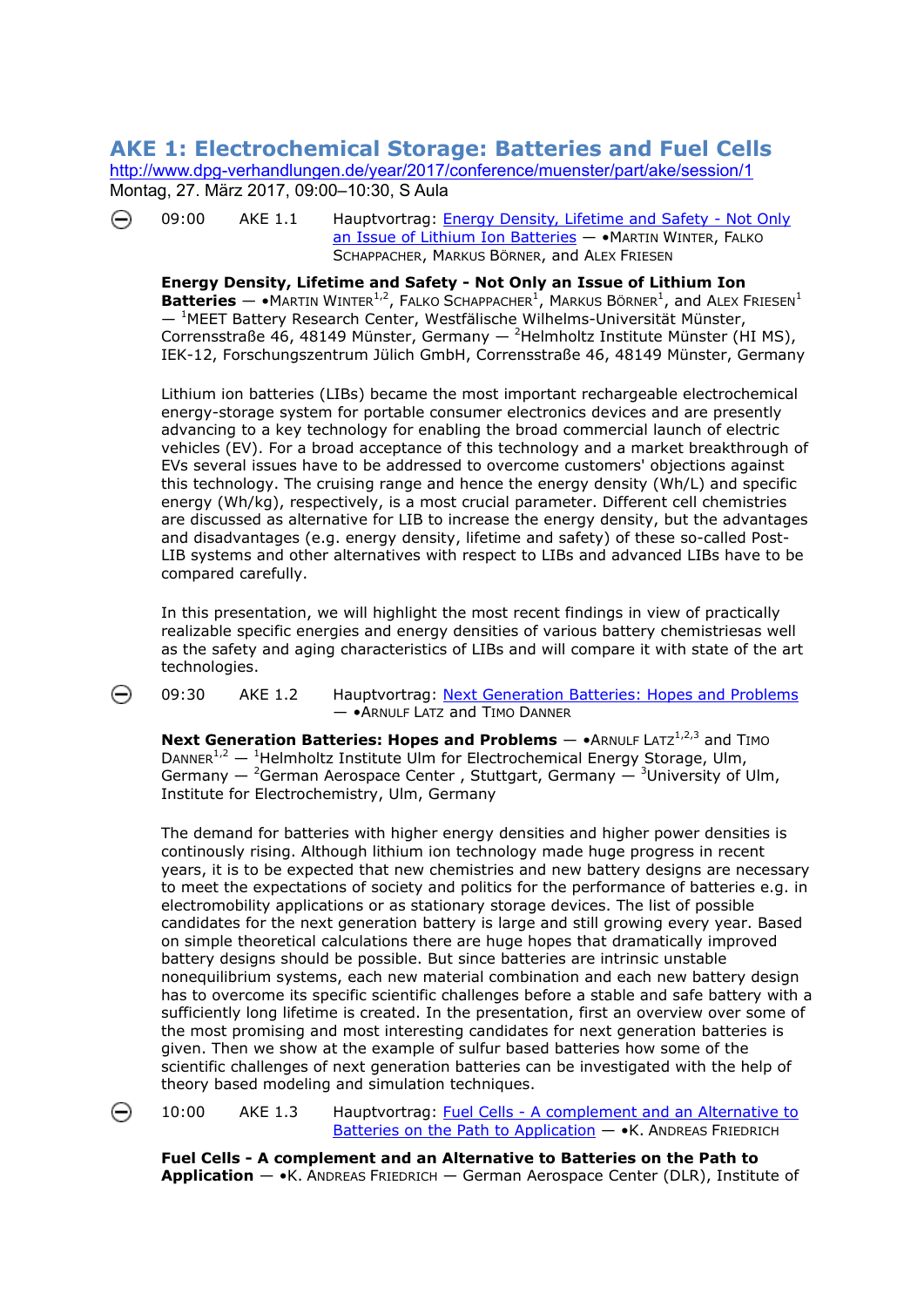# AKE 1: Electrochemical Storage: Batteries and Fuel Cells

http://www.dpg-verhandlungen.de/year/2017/conference/muenster/part/ake/session/1

Montag, 27. März 2017, 09:00–10:30, S Aula

09:00 AKE 1.1 Hauptvortrag: Energy Density, Lifetime and Safety - Not Only an Issue of Lithium Ion Batteries — •Martin Winter, Falko Schappacher, Markus Börner, and Alex Friesen

**Energy Density, Lifetime and Safety - Not Only an Issue of Lithium Ion Batteries** — •Martin Winter[1,2], Falko Schappacher[1], Markus Börner[1], and Alex Friesen[1] — [1]MEET Battery Research Center, Westfälische Wilhelms-Universität Münster, Corrensstraße 46, 48149 Münster, Germany — [2]Helmholtz Institute Münster (HI MS), IEK-12, Forschungszentrum Jülich GmbH, Corrensstraße 46, 48149 Münster, Germany

Lithium ion batteries (LIBs) became the most important rechargeable electrochemical energy-storage system for portable consumer electronics devices and are presently advancing to a key technology for enabling the broad commercial launch of electric vehicles (EV). For a broad acceptance of this technology and a market breakthrough of EVs several issues have to be addressed to overcome customers' objections against this technology. The cruising range and hence the energy density (Wh/L) and specific energy (Wh/kg), respectively, is a most crucial parameter. Different cell chemistries are discussed as alternative for LIB to increase the energy density, but the advantages and disadvantages (e.g. energy density, lifetime and safety) of these so-called Post-LIB systems and other alternatives with respect to LIBs and advanced LIBs have to be compared carefully.

In this presentation, we will highlight the most recent findings in view of practically realizable specific energies and energy densities of various battery chemistriesas well as the safety and aging characteristics of LIBs and will compare it with state of the art technologies.

09:30 AKE 1.2 Hauptvortrag: Next Generation Batteries: Hopes and Problems — •Arnulf Latz and Timo Danner

**Next Generation Batteries: Hopes and Problems** — •Arnulf Latz[1,2,3] and Timo Danner[1,2] — [1]Helmholtz Institute Ulm for Electrochemical Energy Storage, Ulm, Germany — [2]German Aerospace Center , Stuttgart, Germany — [3]University of Ulm, Institute for Electrochemistry, Ulm, Germany

The demand for batteries with higher energy densities and higher power densities is continously rising. Although lithium ion technology made huge progress in recent years, it is to be expected that new chemistries and new battery designs are necessary to meet the expectations of society and politics for the performance of batteries e.g. in electromobility applications or as stationary storage devices. The list of possible candidates for the next generation battery is large and still growing every year. Based on simple theoretical calculations there are huge hopes that dramatically improved battery designs should be possible. But since batteries are intrinsic unstable nonequilibrium systems, each new material combination and each new battery design has to overcome its specific scientific challenges before a stable and safe battery with a sufficiently long lifetime is created. In the presentation, first an overview over some of the most promising and most interesting candidates for next generation batteries is given. Then we show at the example of sulfur based batteries how some of the scientific challenges of next generation batteries can be investigated with the help of theory based modeling and simulation techniques.

10:00 AKE 1.3 Hauptvortrag: Fuel Cells - A complement and an Alternative to Batteries on the Path to Application — •K. Andreas Friedrich

**Fuel Cells - A complement and an Alternative to Batteries on the Path to Application** — •K. Andreas Friedrich — German Aerospace Center (DLR), Institute of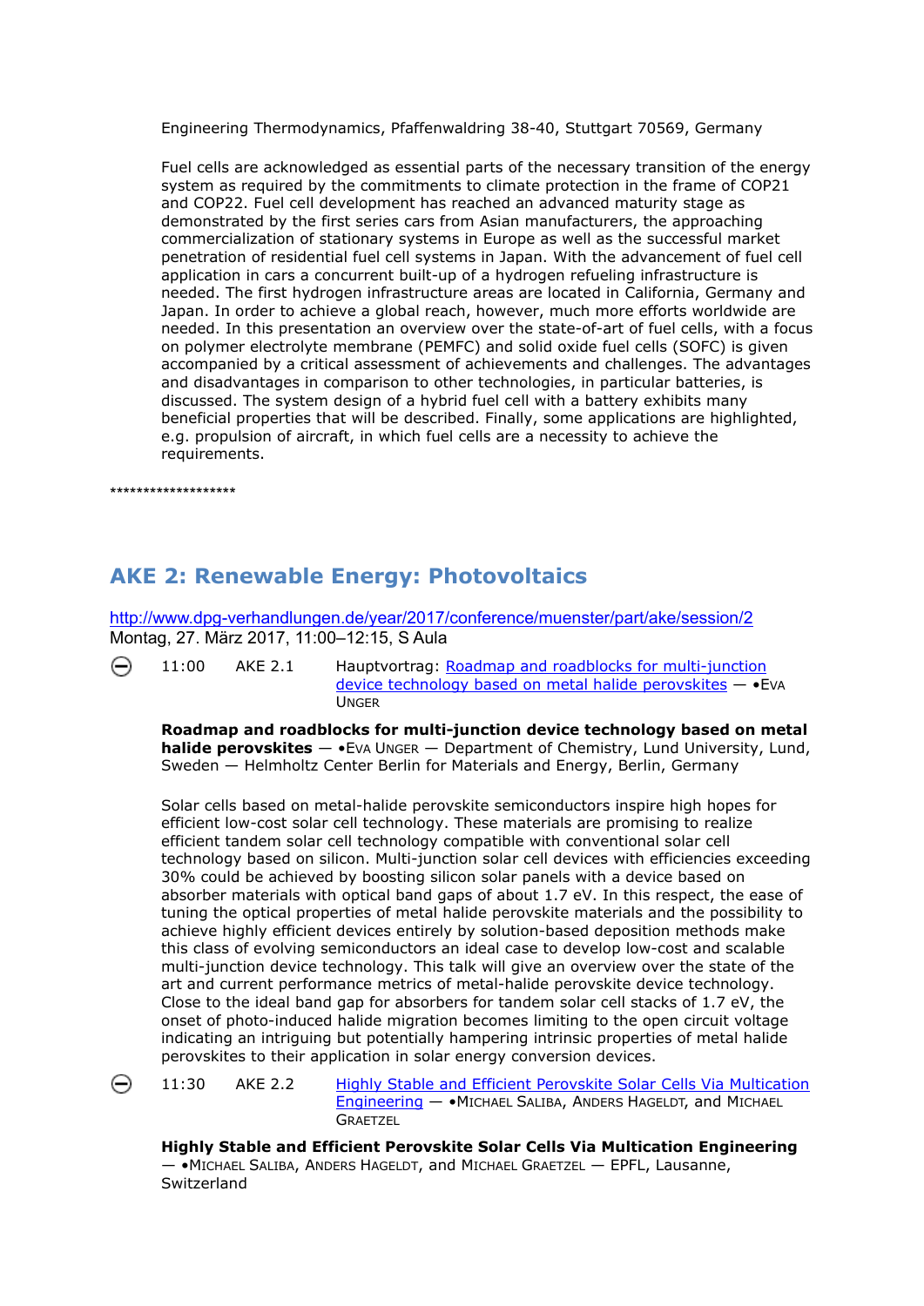Engineering Thermodynamics, Pfaffenwaldring 38-40, Stuttgart 70569, Germany

Fuel cells are acknowledged as essential parts of the necessary transition of the energy system as required by the commitments to climate protection in the frame of COP21 and COP22. Fuel cell development has reached an advanced maturity stage as demonstrated by the first series cars from Asian manufacturers, the approaching commercialization of stationary systems in Europe as well as the successful market penetration of residential fuel cell systems in Japan. With the advancement of fuel cell application in cars a concurrent built-up of a hydrogen refueling infrastructure is needed. The first hydrogen infrastructure areas are located in California, Germany and Japan. In order to achieve a global reach, however, much more efforts worldwide are needed. In this presentation an overview over the state-of-art of fuel cells, with a focus on polymer electrolyte membrane (PEMFC) and solid oxide fuel cells (SOFC) is given accompanied by a critical assessment of achievements and challenges. The advantages and disadvantages in comparison to other technologies, in particular batteries, is discussed. The system design of a hybrid fuel cell with a battery exhibits many beneficial properties that will be described. Finally, some applications are highlighted, e.g. propulsion of aircraft, in which fuel cells are a necessity to achieve the requirements.

*******************

## AKE 2: Renewable Energy: Photovoltaics

http://www.dpg-verhandlungen.de/year/2017/conference/muenster/part/ake/session/2
Montag, 27. März 2017, 11:00–12:15, S Aula

11:00 AKE 2.1 Hauptvortrag: Roadmap and roadblocks for multi-junction device technology based on metal halide perovskites — •Eva Unger

**Roadmap and roadblocks for multi-junction device technology based on metal halide perovskites** — •Eva Unger — Department of Chemistry, Lund University, Lund, Sweden — Helmholtz Center Berlin for Materials and Energy, Berlin, Germany

Solar cells based on metal-halide perovskite semiconductors inspire high hopes for efficient low-cost solar cell technology. These materials are promising to realize efficient tandem solar cell technology compatible with conventional solar cell technology based on silicon. Multi-junction solar cell devices with efficiencies exceeding 30% could be achieved by boosting silicon solar panels with a device based on absorber materials with optical band gaps of about 1.7 eV. In this respect, the ease of tuning the optical properties of metal halide perovskite materials and the possibility to achieve highly efficient devices entirely by solution-based deposition methods make this class of evolving semiconductors an ideal case to develop low-cost and scalable multi-junction device technology. This talk will give an overview over the state of the art and current performance metrics of metal-halide perovskite device technology. Close to the ideal band gap for absorbers for tandem solar cell stacks of 1.7 eV, the onset of photo-induced halide migration becomes limiting to the open circuit voltage indicating an intriguing but potentially hampering intrinsic properties of metal halide perovskites to their application in solar energy conversion devices.

11:30 AKE 2.2 Highly Stable and Efficient Perovskite Solar Cells Via Multication Engineering — •Michael Saliba, Anders Hageldt, and Michael Graetzel

**Highly Stable and Efficient Perovskite Solar Cells Via Multication Engineering** — •Michael Saliba, Anders Hageldt, and Michael Graetzel — EPFL, Lausanne, Switzerland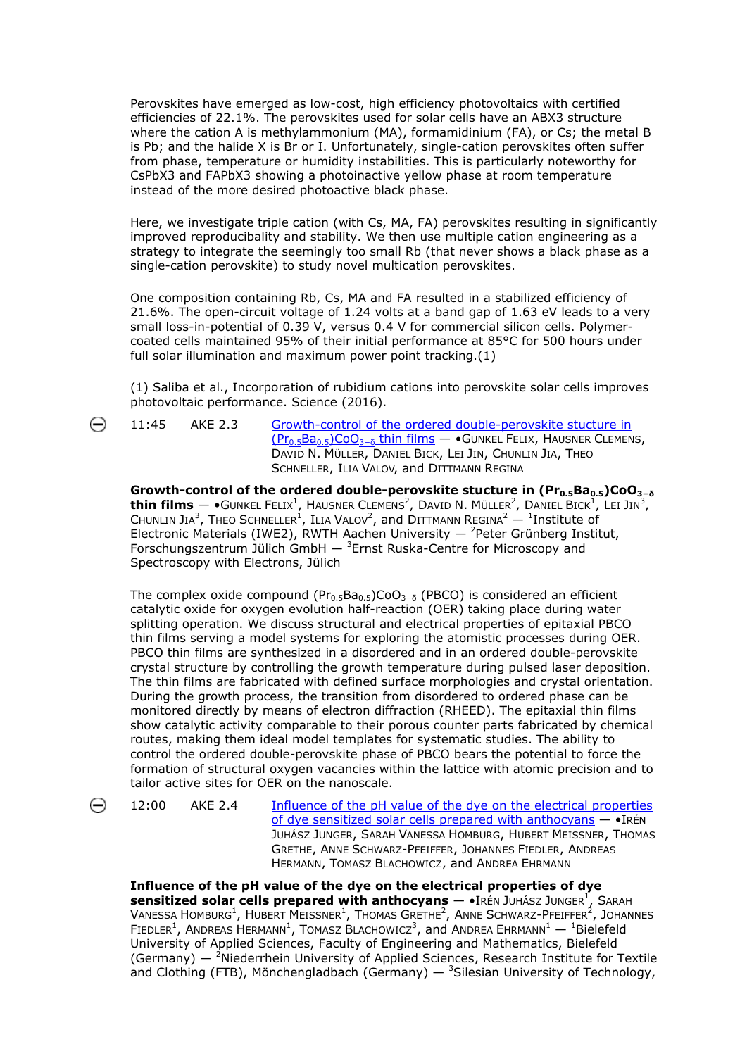Perovskites have emerged as low-cost, high efficiency photovoltaics with certified efficiencies of 22.1%. The perovskites used for solar cells have an ABX3 structure where the cation A is methylammonium (MA), formamidinium (FA), or Cs; the metal B is Pb; and the halide X is Br or I. Unfortunately, single-cation perovskites often suffer from phase, temperature or humidity instabilities. This is particularly noteworthy for CsPbX3 and FAPbX3 showing a photoinactive yellow phase at room temperature instead of the more desired photoactive black phase.

Here, we investigate triple cation (with Cs, MA, FA) perovskites resulting in significantly improved reproducibility and stability. We then use multiple cation engineering as a strategy to integrate the seemingly too small Rb (that never shows a black phase as a single-cation perovskite) to study novel multication perovskites.

One composition containing Rb, Cs, MA and FA resulted in a stabilized efficiency of 21.6%. The open-circuit voltage of 1.24 volts at a band gap of 1.63 eV leads to a very small loss-in-potential of 0.39 V, versus 0.4 V for commercial silicon cells. Polymer-coated cells maintained 95% of their initial performance at 85°C for 500 hours under full solar illumination and maximum power point tracking.(1)

(1) Saliba et al., Incorporation of rubidium cations into perovskite solar cells improves photovoltaic performance. Science (2016).

11:45 AKE 2.3 Growth-control of the ordered double-perovskite stucture in $(Pr_{0.5}Ba_{0.5})CoO_{3-\delta}$ thin films — •Gunkel Felix, Hausner Clemens, David N. Müller, Daniel Bick, Lei Jin, Chunlin Jia, Theo Schneller, Ilia Valov, and Dittmann Regina

**Growth-control of the ordered double-perovskite stucture in $(Pr_{0.5}Ba_{0.5})CoO_{3-\delta}$ thin films** — •Gunkel Felix[1], Hausner Clemens[2], David N. Müller[2], Daniel Bick[1], Lei Jin[3], Chunlin Jia[3], Theo Schneller[1], Ilia Valov[2], and Dittmann Regina[2] — [1]Institute of Electronic Materials (IWE2), RWTH Aachen University — [2]Peter Grünberg Institut, Forschungszentrum Jülich GmbH — [3]Ernst Ruska-Centre for Microscopy and Spectroscopy with Electrons, Jülich

The complex oxide compound $(Pr_{0.5}Ba_{0.5})CoO_{3-\delta}$ (PBCO) is considered an efficient catalytic oxide for oxygen evolution half-reaction (OER) taking place during water splitting operation. We discuss structural and electrical properties of epitaxial PBCO thin films serving a model systems for exploring the atomistic processes during OER. PBCO thin films are synthesized in a disordered and in an ordered double-perovskite crystal structure by controlling the growth temperature during pulsed laser deposition. The thin films are fabricated with defined surface morphologies and crystal orientation. During the growth process, the transition from disordered to ordered phase can be monitored directly by means of electron diffraction (RHEED). The epitaxial thin films show catalytic activity comparable to their porous counter parts fabricated by chemical routes, making them ideal model templates for systematic studies. The ability to control the ordered double-perovskite phase of PBCO bears the potential to force the formation of structural oxygen vacancies within the lattice with atomic precision and to tailor active sites for OER on the nanoscale.

12:00 AKE 2.4 Influence of the pH value of the dye on the electrical properties of dye sensitized solar cells prepared with anthocyans — •Irén Juhász Junger, Sarah Vanessa Homburg, Hubert Meissner, Thomas Grethe, Anne Schwarz-Pfeiffer, Johannes Fiedler, Andreas Hermann, Tomasz Blachowicz, and Andrea Ehrmann

**Influence of the pH value of the dye on the electrical properties of dye sensitized solar cells prepared with anthocyans** — •Irén Juhász Junger[1], Sarah Vanessa Homburg[1], Hubert Meissner[1], Thomas Grethe[2], Anne Schwarz-Pfeiffer[2], Johannes Fiedler[1], Andreas Hermann[1], Tomasz Blachowicz[3], and Andrea Ehrmann[1] — [1]Bielefeld University of Applied Sciences, Faculty of Engineering and Mathematics, Bielefeld (Germany) — [2]Niederrhein University of Applied Sciences, Research Institute for Textile and Clothing (FTB), Mönchengladbach (Germany) — [3]Silesian University of Technology,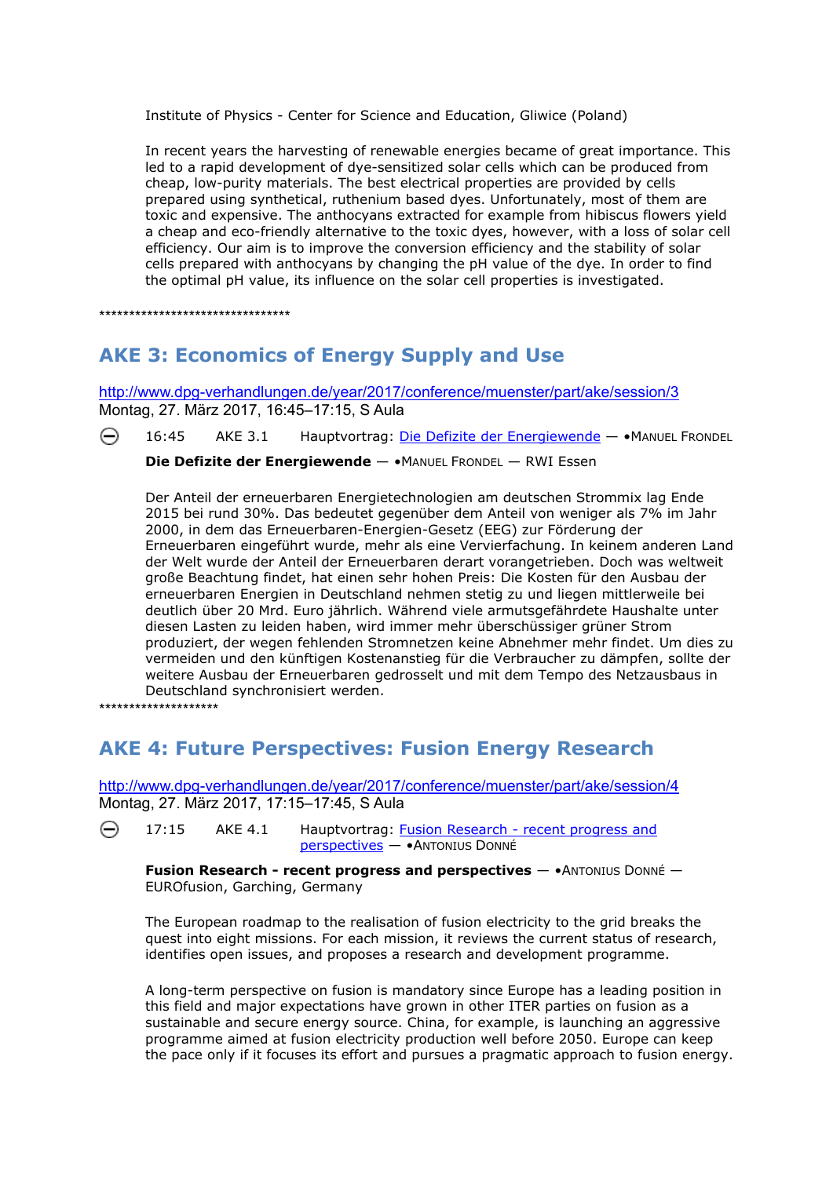Institute of Physics - Center for Science and Education, Gliwice (Poland)

In recent years the harvesting of renewable energies became of great importance. This led to a rapid development of dye-sensitized solar cells which can be produced from cheap, low-purity materials. The best electrical properties are provided by cells prepared using synthetical, ruthenium based dyes. Unfortunately, most of them are toxic and expensive. The anthocyans extracted for example from hibiscus flowers yield a cheap and eco-friendly alternative to the toxic dyes, however, with a loss of solar cell efficiency. Our aim is to improve the conversion efficiency and the stability of solar cells prepared with anthocyans by changing the pH value of the dye. In order to find the optimal pH value, its influence on the solar cell properties is investigated.

********************************

## AKE 3: Economics of Energy Supply and Use

http://www.dpg-verhandlungen.de/year/2017/conference/muenster/part/ake/session/3
Montag, 27. März 2017, 16:45–17:15, S Aula

16:45 AKE 3.1 Hauptvortrag: Die Defizite der Energiewende — •Manuel Frondel

**Die Defizite der Energiewende** — •Manuel Frondel — RWI Essen

Der Anteil der erneuerbaren Energietechnologien am deutschen Strommix lag Ende 2015 bei rund 30%. Das bedeutet gegenüber dem Anteil von weniger als 7% im Jahr 2000, in dem das Erneuerbaren-Energien-Gesetz (EEG) zur Förderung der Erneuerbaren eingeführt wurde, mehr als eine Vervierfachung. In keinem anderen Land der Welt wurde der Anteil der Erneuerbaren derart vorangetrieben. Doch was weltweit große Beachtung findet, hat einen sehr hohen Preis: Die Kosten für den Ausbau der erneuerbaren Energien in Deutschland nehmen stetig zu und liegen mittlerweile bei deutlich über 20 Mrd. Euro jährlich. Während viele armutsgefährdete Haushalte unter diesen Lasten zu leiden haben, wird immer mehr überschüssiger grüner Strom produziert, der wegen fehlenden Stromnetzen keine Abnehmer mehr findet. Um dies zu vermeiden und den künftigen Kostenanstieg für die Verbraucher zu dämpfen, sollte der weitere Ausbau der Erneuerbaren gedrosselt und mit dem Tempo des Netzausbaus in Deutschland synchronisiert werden.

********************

## AKE 4: Future Perspectives: Fusion Energy Research

http://www.dpg-verhandlungen.de/year/2017/conference/muenster/part/ake/session/4
Montag, 27. März 2017, 17:15–17:45, S Aula

17:15 AKE 4.1 Hauptvortrag: Fusion Research - recent progress and perspectives — •Antonius Donné

**Fusion Research - recent progress and perspectives** — •Antonius Donné — EUROfusion, Garching, Germany

The European roadmap to the realisation of fusion electricity to the grid breaks the quest into eight missions. For each mission, it reviews the current status of research, identifies open issues, and proposes a research and development programme.

A long-term perspective on fusion is mandatory since Europe has a leading position in this field and major expectations have grown in other ITER parties on fusion as a sustainable and secure energy source. China, for example, is launching an aggressive programme aimed at fusion electricity production well before 2050. Europe can keep the pace only if it focuses its effort and pursues a pragmatic approach to fusion energy.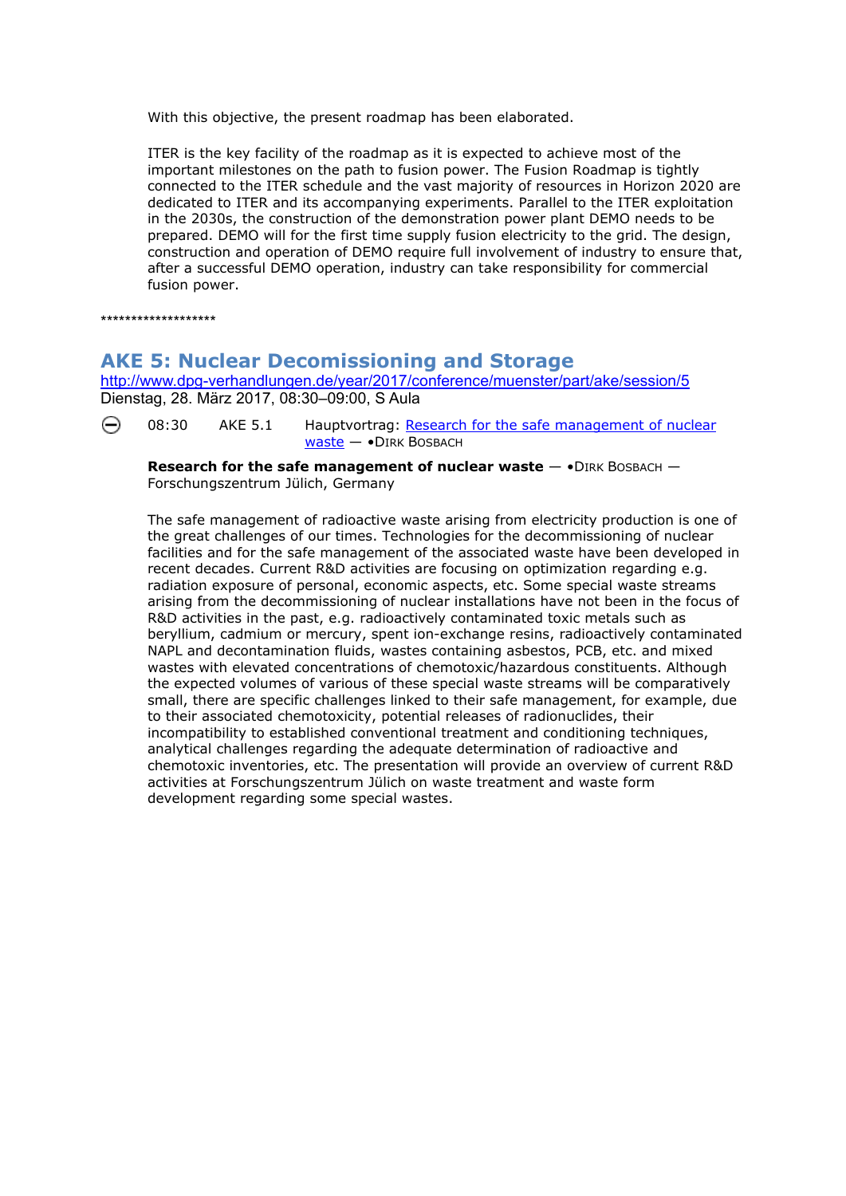With this objective, the present roadmap has been elaborated.

ITER is the key facility of the roadmap as it is expected to achieve most of the important milestones on the path to fusion power. The Fusion Roadmap is tightly connected to the ITER schedule and the vast majority of resources in Horizon 2020 are dedicated to ITER and its accompanying experiments. Parallel to the ITER exploitation in the 2030s, the construction of the demonstration power plant DEMO needs to be prepared. DEMO will for the first time supply fusion electricity to the grid. The design, construction and operation of DEMO require full involvement of industry to ensure that, after a successful DEMO operation, industry can take responsibility for commercial fusion power.

*******************

## AKE 5: Nuclear Decomissioning and Storage

http://www.dpg-verhandlungen.de/year/2017/conference/muenster/part/ake/session/5

Dienstag, 28. März 2017, 08:30–09:00, S Aula

08:30 AKE 5.1 Hauptvortrag: Research for the safe management of nuclear waste — •Dirk Bosbach

**Research for the safe management of nuclear waste** — •Dirk Bosbach — Forschungszentrum Jülich, Germany

The safe management of radioactive waste arising from electricity production is one of the great challenges of our times. Technologies for the decommissioning of nuclear facilities and for the safe management of the associated waste have been developed in recent decades. Current R&D activities are focusing on optimization regarding e.g. radiation exposure of personal, economic aspects, etc. Some special waste streams arising from the decommissioning of nuclear installations have not been in the focus of R&D activities in the past, e.g. radioactively contaminated toxic metals such as beryllium, cadmium or mercury, spent ion-exchange resins, radioactively contaminated NAPL and decontamination fluids, wastes containing asbestos, PCB, etc. and mixed wastes with elevated concentrations of chemotoxic/hazardous constituents. Although the expected volumes of various of these special waste streams will be comparatively small, there are specific challenges linked to their safe management, for example, due to their associated chemotoxicity, potential releases of radionuclides, their incompatibility to established conventional treatment and conditioning techniques, analytical challenges regarding the adequate determination of radioactive and chemotoxic inventories, etc. The presentation will provide an overview of current R&D activities at Forschungszentrum Jülich on waste treatment and waste form development regarding some special wastes.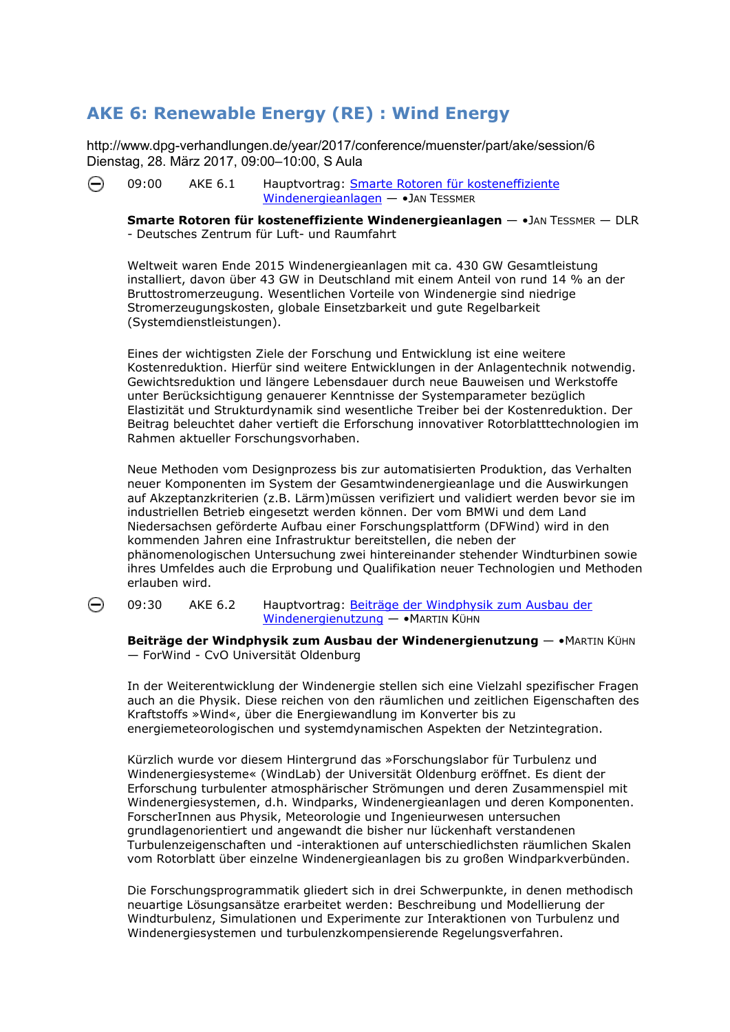## AKE 6: Renewable Energy (RE) : Wind Energy

http://www.dpg-verhandlungen.de/year/2017/conference/muenster/part/ake/session/6
Dienstag, 28. März 2017, 09:00–10:00, S Aula

09:00 AKE 6.1 Hauptvortrag: Smarte Rotoren für kosteneffiziente Windenergieanlagen — •Jan Tessmer

**Smarte Rotoren für kosteneffiziente Windenergieanlagen** — •Jan Tessmer — DLR - Deutsches Zentrum für Luft- und Raumfahrt

Weltweit waren Ende 2015 Windenergieanlagen mit ca. 430 GW Gesamtleistung installiert, davon über 43 GW in Deutschland mit einem Anteil von rund 14 % an der Bruttostromerzeugung. Wesentlichen Vorteile von Windenergie sind niedrige Stromerzeugungskosten, globale Einsetzbarkeit und gute Regelbarkeit (Systemdienstleistungen).

Eines der wichtigsten Ziele der Forschung und Entwicklung ist eine weitere Kostenreduktion. Hierfür sind weitere Entwicklungen in der Anlagentechnik notwendig. Gewichtsreduktion und längere Lebensdauer durch neue Bauweisen und Werkstoffe unter Berücksichtigung genauerer Kenntnisse der Systemparameter bezüglich Elastizität und Strukturdynamik sind wesentliche Treiber bei der Kostenreduktion. Der Beitrag beleuchtet daher vertieft die Erforschung innovativer Rotorblatttechnologien im Rahmen aktueller Forschungsvorhaben.

Neue Methoden vom Designprozess bis zur automatisierten Produktion, das Verhalten neuer Komponenten im System der Gesamtwindenergieanlage und die Auswirkungen auf Akzeptanzkriterien (z.B. Lärm)müssen verifiziert und validiert werden bevor sie im industriellen Betrieb eingesetzt werden können. Der vom BMWi und dem Land Niedersachsen geförderte Aufbau einer Forschungsplattform (DFWind) wird in den kommenden Jahren eine Infrastruktur bereitstellen, die neben der phänomenologischen Untersuchung zwei hintereinander stehender Windturbinen sowie ihres Umfeldes auch die Erprobung und Qualifikation neuer Technologien und Methoden erlauben wird.

09:30 AKE 6.2 Hauptvortrag: Beiträge der Windphysik zum Ausbau der Windenergienutzung — •Martin Kühn

**Beiträge der Windphysik zum Ausbau der Windenergienutzung** — •Martin Kühn — ForWind - CvO Universität Oldenburg

In der Weiterentwicklung der Windenergie stellen sich eine Vielzahl spezifischer Fragen auch an die Physik. Diese reichen von den räumlichen und zeitlichen Eigenschaften des Kraftstoffs »Wind«, über die Energiewandlung im Konverter bis zu energiemeteorologischen und systemdynamischen Aspekten der Netzintegration.

Kürzlich wurde vor diesem Hintergrund das »Forschungslabor für Turbulenz und Windenergiesysteme« (WindLab) der Universität Oldenburg eröffnet. Es dient der Erforschung turbulenter atmosphärischer Strömungen und deren Zusammenspiel mit Windenergiesystemen, d.h. Windparks, Windenergieanlagen und deren Komponenten. ForscherInnen aus Physik, Meteorologie und Ingenieurwesen untersuchen grundlagenorientiert und angewandt die bisher nur lückenhaft verstandenen Turbulenzeigenschaften und -interaktionen auf unterschiedlichsten räumlichen Skalen vom Rotorblatt über einzelne Windenergieanlagen bis zu großen Windparkverbünden.

Die Forschungsprogrammatik gliedert sich in drei Schwerpunkte, in denen methodisch neuartige Lösungsansätze erarbeitet werden: Beschreibung und Modellierung der Windturbulenz, Simulationen und Experimente zur Interaktionen von Turbulenz und Windenergiesystemen und turbulenzkompensierende Regelungsverfahren.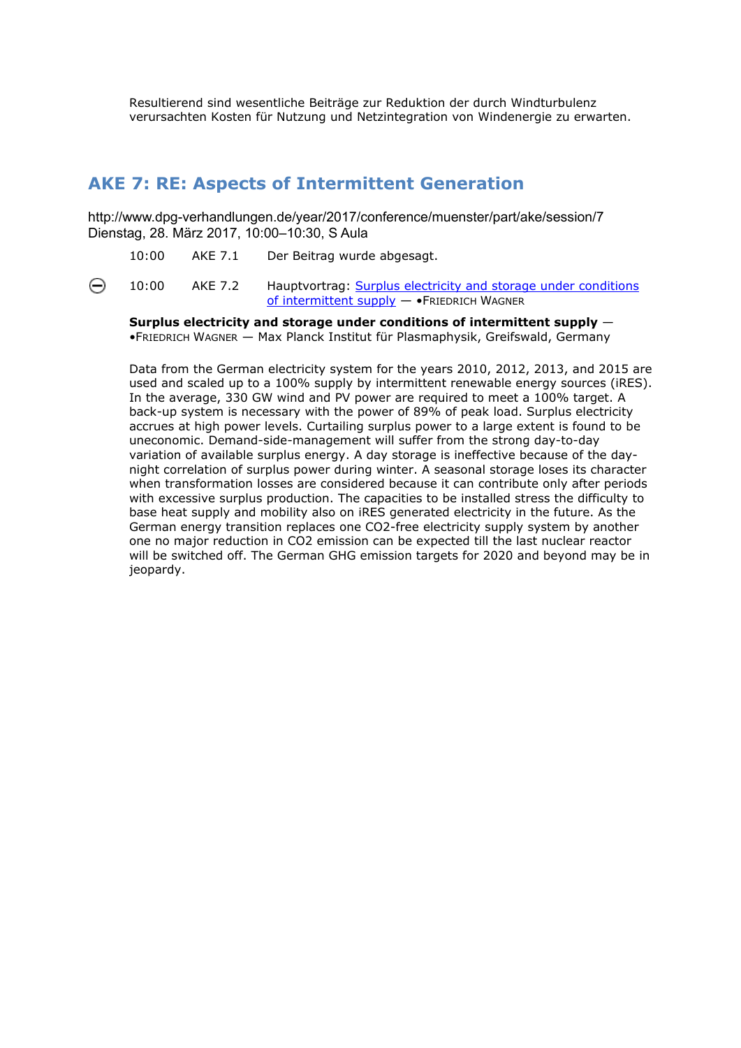Resultierend sind wesentliche Beiträge zur Reduktion der durch Windturbulenz verursachten Kosten für Nutzung und Netzintegration von Windenergie zu erwarten.

## AKE 7: RE: Aspects of Intermittent Generation

http://www.dpg-verhandlungen.de/year/2017/conference/muenster/part/ake/session/7
Dienstag, 28. März 2017, 10:00–10:30, S Aula

| | | |
|---|---|---|
| 10:00 | AKE 7.1 | Der Beitrag wurde abgesagt. |
| 10:00 | AKE 7.2 | Hauptvortrag: [Surplus electricity and storage under conditions of intermittent supply]() — •Friedrich Wagner |

**Surplus electricity and storage under conditions of intermittent supply** — •Friedrich Wagner — Max Planck Institut für Plasmaphysik, Greifswald, Germany

Data from the German electricity system for the years 2010, 2012, 2013, and 2015 are used and scaled up to a 100% supply by intermittent renewable energy sources (iRES). In the average, 330 GW wind and PV power are required to meet a 100% target. A back-up system is necessary with the power of 89% of peak load. Surplus electricity accrues at high power levels. Curtailing surplus power to a large extent is found to be uneconomic. Demand-side-management will suffer from the strong day-to-day variation of available surplus energy. A day storage is ineffective because of the day-night correlation of surplus power during winter. A seasonal storage loses its character when transformation losses are considered because it can contribute only after periods with excessive surplus production. The capacities to be installed stress the difficulty to base heat supply and mobility also on iRES generated electricity in the future. As the German energy transition replaces one $CO_2$-free electricity supply system by another one no major reduction in $CO_2$ emission can be expected till the last nuclear reactor will be switched off. The German GHG emission targets for 2020 and beyond may be in jeopardy.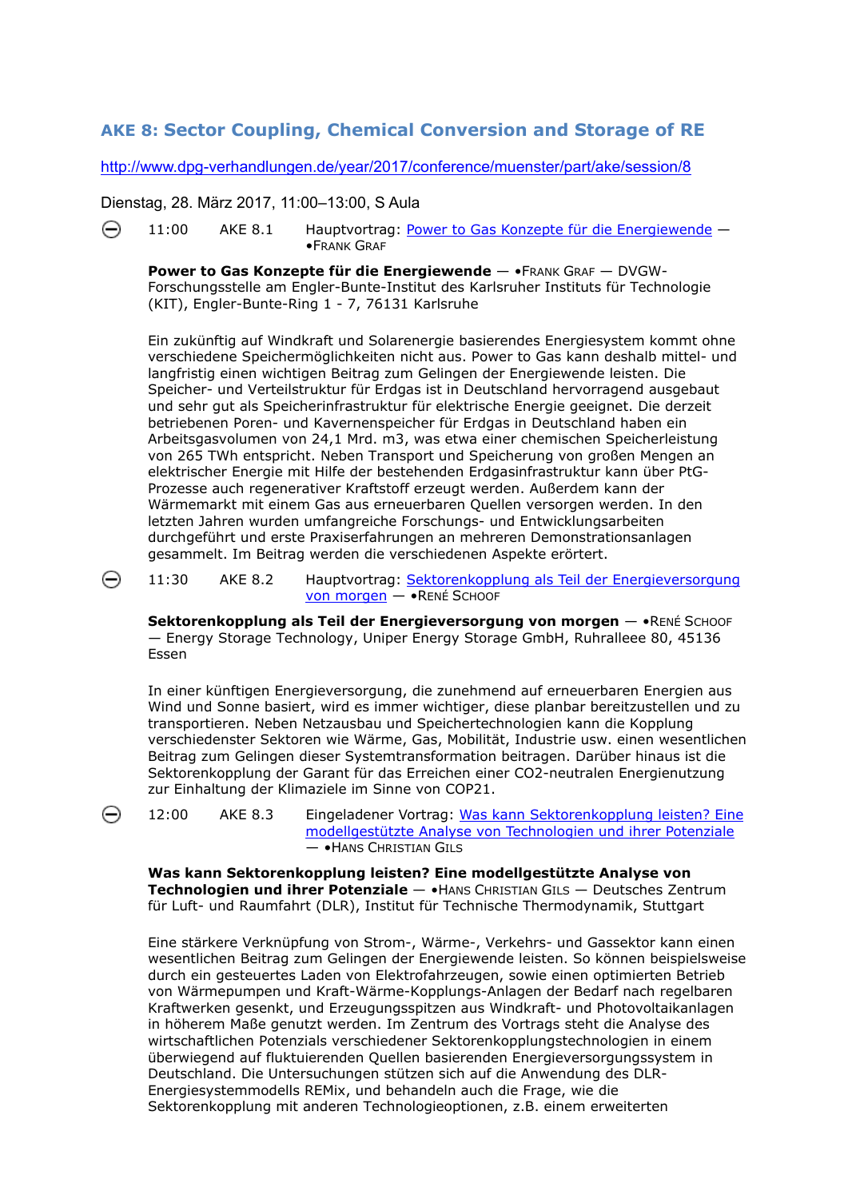## AKE 8: Sector Coupling, Chemical Conversion and Storage of RE

http://www.dpg-verhandlungen.de/year/2017/conference/muenster/part/ake/session/8

Dienstag, 28. März 2017, 11:00–13:00, S Aula

11:00 AKE 8.1 Hauptvortrag: Power to Gas Konzepte für die Energiewende — •Frank Graf

**Power to Gas Konzepte für die Energiewende** — •Frank Graf — DVGW-Forschungsstelle am Engler-Bunte-Institut des Karlsruher Instituts für Technologie (KIT), Engler-Bunte-Ring 1 - 7, 76131 Karlsruhe

Ein zukünftig auf Windkraft und Solarenergie basierendes Energiesystem kommt ohne verschiedene Speichermöglichkeiten nicht aus. Power to Gas kann deshalb mittel- und langfristig einen wichtigen Beitrag zum Gelingen der Energiewende leisten. Die Speicher- und Verteilstruktur für Erdgas ist in Deutschland hervorragend ausgebaut und sehr gut als Speicherinfrastruktur für elektrische Energie geeignet. Die derzeit betriebenen Poren- und Kavernenspeicher für Erdgas in Deutschland haben ein Arbeitsgasvolumen von 24,1 Mrd. m3, was etwa einer chemischen Speicherleistung von 265 TWh entspricht. Neben Transport und Speicherung von großen Mengen an elektrischer Energie mit Hilfe der bestehenden Erdgasinfrastruktur kann über PtG-Prozesse auch regenerativer Kraftstoff erzeugt werden. Außerdem kann der Wärmemarkt mit einem Gas aus erneuerbaren Quellen versorgen werden. In den letzten Jahren wurden umfangreiche Forschungs- und Entwicklungsarbeiten durchgeführt und erste Praxiserfahrungen an mehreren Demonstrationsanlagen gesammelt. Im Beitrag werden die verschiedenen Aspekte erörtert.

11:30 AKE 8.2 Hauptvortrag: Sektorenkopplung als Teil der Energieversorgung von morgen — •René Schoof

**Sektorenkopplung als Teil der Energieversorgung von morgen** — •René Schoof — Energy Storage Technology, Uniper Energy Storage GmbH, Ruhralleee 80, 45136 Essen

In einer künftigen Energieversorgung, die zunehmend auf erneuerbaren Energien aus Wind und Sonne basiert, wird es immer wichtiger, diese planbar bereitzustellen und zu transportieren. Neben Netzausbau und Speichertechnologien kann die Kopplung verschiedenster Sektoren wie Wärme, Gas, Mobilität, Industrie usw. einen wesentlichen Beitrag zum Gelingen dieser Systemtransformation beitragen. Darüber hinaus ist die Sektorenkopplung der Garant für das Erreichen einer CO2-neutralen Energienutzung zur Einhaltung der Klimaziele im Sinne von COP21.

12:00 AKE 8.3 Eingeladener Vortrag: Was kann Sektorenkopplung leisten? Eine modellgestützte Analyse von Technologien und ihrer Potenziale — •Hans Christian Gils

**Was kann Sektorenkopplung leisten? Eine modellgestützte Analyse von Technologien und ihrer Potenziale** — •Hans Christian Gils — Deutsches Zentrum für Luft- und Raumfahrt (DLR), Institut für Technische Thermodynamik, Stuttgart

Eine stärkere Verknüpfung von Strom-, Wärme-, Verkehrs- und Gassektor kann einen wesentlichen Beitrag zum Gelingen der Energiewende leisten. So können beispielsweise durch ein gesteuertes Laden von Elektrofahrzeugen, sowie einen optimierten Betrieb von Wärmepumpen und Kraft-Wärme-Kopplungs-Anlagen der Bedarf nach regelbaren Kraftwerken gesenkt, und Erzeugungsspitzen aus Windkraft- und Photovoltaikanlagen in höherem Maße genutzt werden. Im Zentrum des Vortrags steht die Analyse des wirtschaftlichen Potenzials verschiedener Sektorenkopplungstechnologien in einem überwiegend auf fluktuierenden Quellen basierenden Energieversorgungssystem in Deutschland. Die Untersuchungen stützen sich auf die Anwendung des DLR-Energiesystemmodells REMix, und behandeln auch die Frage, wie die Sektorenkopplung mit anderen Technologieoptionen, z.B. einem erweiterten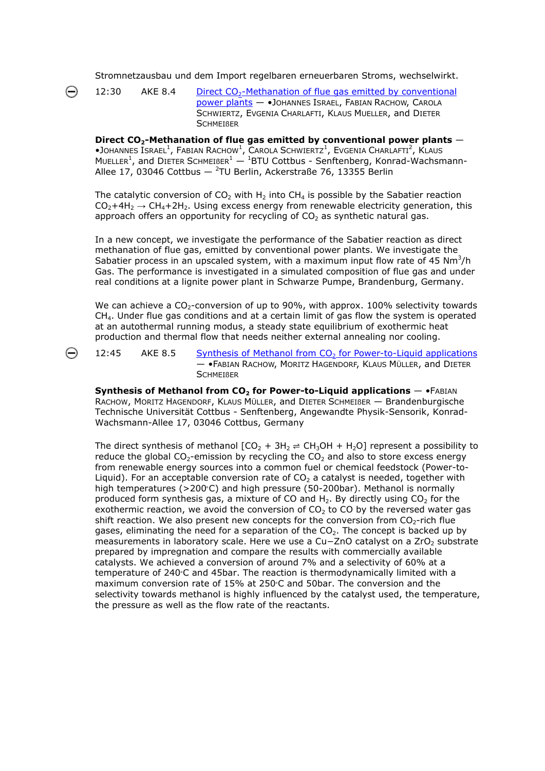Stromnetzausbau und dem Import regelbaren erneuerbaren Stroms, wechselwirkt.

12:30 AKE 8.4 Direct $CO_2$-Methanation of flue gas emitted by conventional power plants — •Johannes Israel, Fabian Rachow, Carola Schwiertz, Evgenia Charlafti, Klaus Mueller, and Dieter Schmeißer

**Direct $CO_2$-Methanation of flue gas emitted by conventional power plants** — •Johannes Israel[1], Fabian Rachow[1], Carola Schwiertz[1], Evgenia Charlafti[2], Klaus Mueller[1], and Dieter Schmeißer[1] — [1]BTU Cottbus - Senftenberg, Konrad-Wachsmann-Allee 17, 03046 Cottbus — [2]TU Berlin, Ackerstraße 76, 13355 Berlin

The catalytic conversion of $CO_2$ with $H_2$ into $CH_4$ is possible by the Sabatier reaction $CO_2+4H_2 \rightarrow CH_4+2H_2$. Using excess energy from renewable electricity generation, this approach offers an opportunity for recycling of $CO_2$ as synthetic natural gas.

In a new concept, we investigate the performance of the Sabatier reaction as direct methanation of flue gas, emitted by conventional power plants. We investigate the Sabatier process in an upscaled system, with a maximum input flow rate of 45 $Nm^3/h$ Gas. The performance is investigated in a simulated composition of flue gas and under real conditions at a lignite power plant in Schwarze Pumpe, Brandenburg, Germany.

We can achieve a $CO_2$-conversion of up to 90%, with approx. 100% selectivity towards $CH_4$. Under flue gas conditions and at a certain limit of gas flow the system is operated at an autothermal running modus, a steady state equilibrium of exothermic heat production and thermal flow that needs neither external annealing nor cooling.

12:45 AKE 8.5 Synthesis of Methanol from $CO_2$ for Power-to-Liquid applications — •Fabian Rachow, Moritz Hagendorf, Klaus Müller, and Dieter Schmeißer

**Synthesis of Methanol from $CO_2$ for Power-to-Liquid applications** — •Fabian Rachow, Moritz Hagendorf, Klaus Müller, and Dieter Schmeißer — Brandenburgische Technische Universität Cottbus - Senftenberg, Angewandte Physik-Sensorik, Konrad-Wachsmann-Allee 17, 03046 Cottbus, Germany

The direct synthesis of methanol [$CO_2 + 3H_2 \rightleftharpoons CH_3OH + H_2O$] represent a possibility to reduce the global $CO_2$-emission by recycling the $CO_2$ and also to store excess energy from renewable energy sources into a common fuel or chemical feedstock (Power-to-Liquid). For an acceptable conversion rate of $CO_2$ a catalyst is needed, together with high temperatures (>200°C) and high pressure (50-200bar). Methanol is normally produced form synthesis gas, a mixture of CO and $H_2$. By directly using $CO_2$ for the exothermic reaction, we avoid the conversion of $CO_2$ to CO by the reversed water gas shift reaction. We also present new concepts for the conversion from $CO_2$-rich flue gases, eliminating the need for a separation of the $CO_2$. The concept is backed up by measurements in laboratory scale. Here we use a Cu−ZnO catalyst on a $ZrO_2$ substrate prepared by impregnation and compare the results with commercially available catalysts. We achieved a conversion of around 7% and a selectivity of 60% at a temperature of 240°C and 45bar. The reaction is thermodynamically limited with a maximum conversion rate of 15% at 250°C and 50bar. The conversion and the selectivity towards methanol is highly influenced by the catalyst used, the temperature, the pressure as well as the flow rate of the reactants.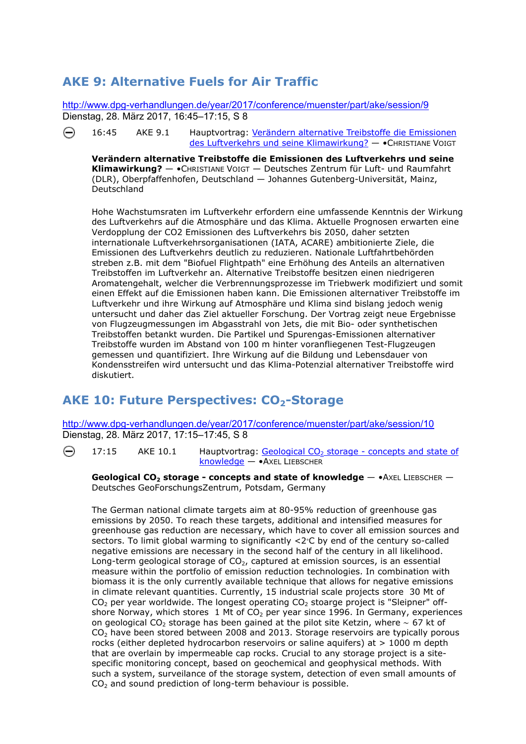## AKE 9: Alternative Fuels for Air Traffic

http://www.dpg-verhandlungen.de/year/2017/conference/muenster/part/ake/session/9
Dienstag, 28. März 2017, 16:45–17:15, S 8

16:45 AKE 9.1 Hauptvortrag: Verändern alternative Treibstoffe die Emissionen des Luftverkehrs und seine Klimawirkung? — •Christiane Voigt

**Verändern alternative Treibstoffe die Emissionen des Luftverkehrs und seine Klimawirkung?** — •Christiane Voigt — Deutsches Zentrum für Luft- und Raumfahrt (DLR), Oberpfaffenhofen, Deutschland — Johannes Gutenberg-Universität, Mainz, Deutschland

Hohe Wachstumsraten im Luftverkehr erfordern eine umfassende Kenntnis der Wirkung des Luftverkehrs auf die Atmosphäre und das Klima. Aktuelle Prognosen erwarten eine Verdopplung der CO2 Emissionen des Luftverkehrs bis 2050, daher setzten internationale Luftverkehrsorganisationen (IATA, ACARE) ambitionierte Ziele, die Emissionen des Luftverkehrs deutlich zu reduzieren. Nationale Luftfahrtbehörden streben z.B. mit dem "Biofuel Flightpath" eine Erhöhung des Anteils an alternativen Treibstoffen im Luftverkehr an. Alternative Treibstoffe besitzen einen niedrigeren Aromatengehalt, welcher die Verbrennungsprozesse im Triebwerk modifiziert und somit einen Effekt auf die Emissionen haben kann. Die Emissionen alternativer Treibstoffe im Luftverkehr und ihre Wirkung auf Atmosphäre und Klima sind bislang jedoch wenig untersucht und daher das Ziel aktueller Forschung. Der Vortrag zeigt neue Ergebnisse von Flugzeugmessungen im Abgasstrahl von Jets, die mit Bio- oder synthetischen Treibstoffen betankt wurden. Die Partikel und Spurengas-Emissionen alternativer Treibstoffe wurden im Abstand von 100 m hinter voranfliegenen Test-Flugzeugen gemessen und quantifiziert. Ihre Wirkung auf die Bildung und Lebensdauer von Kondensstreifen wird untersucht und das Klima-Potenzial alternativer Treibstoffe wird diskutiert.

## AKE 10: Future Perspectives: $CO_2$-Storage

http://www.dpg-verhandlungen.de/year/2017/conference/muenster/part/ake/session/10
Dienstag, 28. März 2017, 17:15–17:45, S 8

17:15 AKE 10.1 Hauptvortrag: Geological $CO_2$ storage - concepts and state of knowledge — •Axel Liebscher

**Geological $CO_2$ storage - concepts and state of knowledge** — •Axel Liebscher — Deutsches GeoForschungsZentrum, Potsdam, Germany

The German national climate targets aim at 80-95% reduction of greenhouse gas emissions by 2050. To reach these targets, additional and intensified measures for greenhouse gas reduction are necessary, which have to cover all emission sources and sectors. To limit global warming to significantly <2°C by end of the century so-called negative emissions are necessary in the second half of the century in all likelihood. Long-term geological storage of $CO_2$, captured at emission sources, is an essential measure within the portfolio of emission reduction technologies. In combination with biomass it is the only currently available technique that allows for negative emissions in climate relevant quantities. Currently, 15 industrial scale projects store 30 Mt of $CO_2$ per year worldwide. The longest operating $CO_2$ stoarge project is "Sleipner" off-shore Norway, which stores 1 Mt of $CO_2$ per year since 1996. In Germany, experiences on geological $CO_2$ storage has been gained at the pilot site Ketzin, where ~ 67 kt of $CO_2$ have been stored between 2008 and 2013. Storage reservoirs are typically porous rocks (either depleted hydrocarbon reservoirs or saline aquifers) at > 1000 m depth that are overlain by impermeable cap rocks. Crucial to any storage project is a site-specific monitoring concept, based on geochemical and geophysical methods. With such a system, surveilance of the storage system, detection of even small amounts of $CO_2$ and sound prediction of long-term behaviour is possible.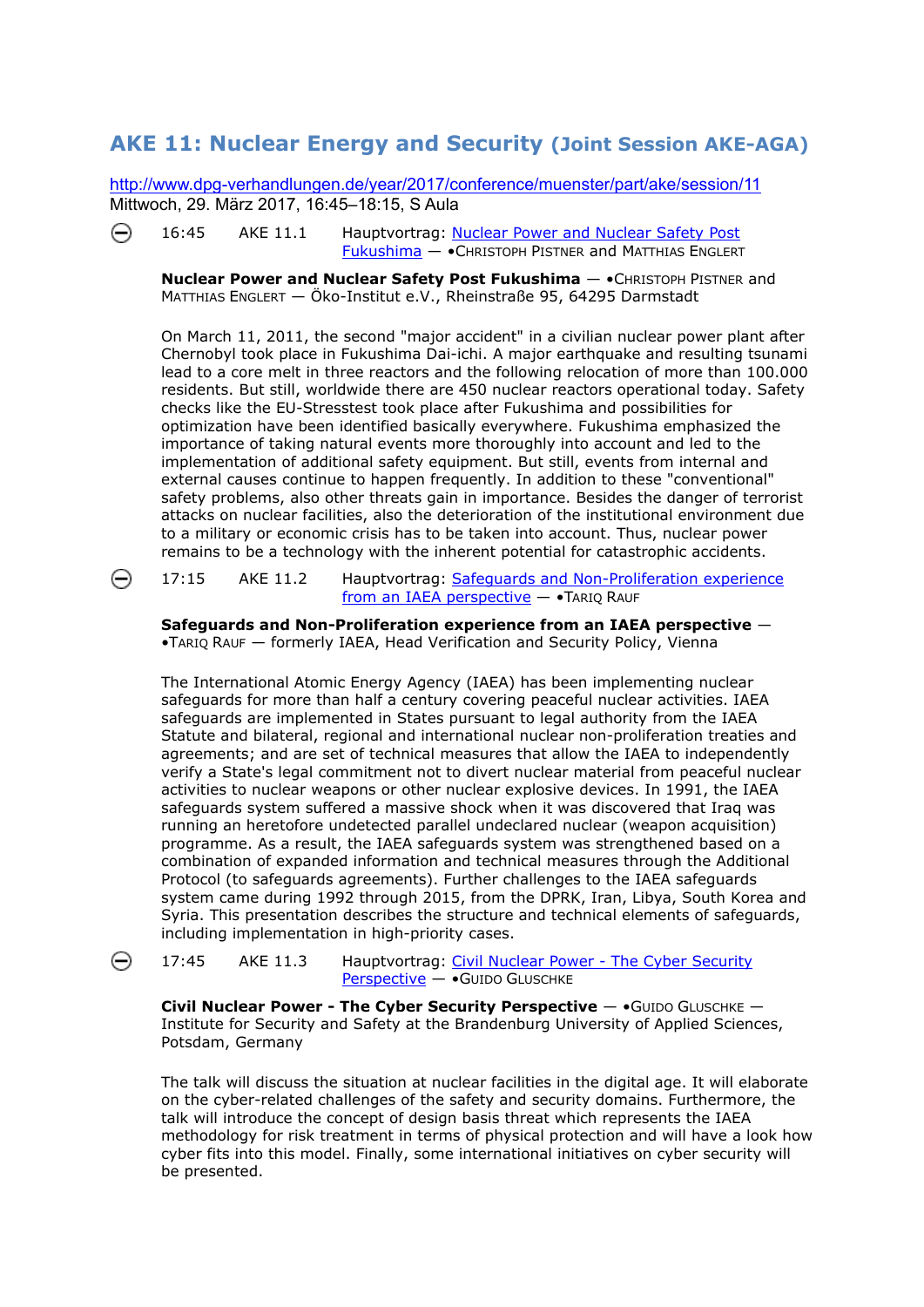## AKE 11: Nuclear Energy and Security (Joint Session AKE-AGA)

http://www.dpg-verhandlungen.de/year/2017/conference/muenster/part/ake/session/11
Mittwoch, 29. März 2017, 16:45–18:15, S Aula

16:45 AKE 11.1 Hauptvortrag: Nuclear Power and Nuclear Safety Post Fukushima — •Christoph Pistner and Matthias Englert

**Nuclear Power and Nuclear Safety Post Fukushima** — •Christoph Pistner and Matthias Englert — Öko-Institut e.V., Rheinstraße 95, 64295 Darmstadt

On March 11, 2011, the second "major accident" in a civilian nuclear power plant after Chernobyl took place in Fukushima Dai-ichi. A major earthquake and resulting tsunami lead to a core melt in three reactors and the following relocation of more than 100.000 residents. But still, worldwide there are 450 nuclear reactors operational today. Safety checks like the EU-Stresstest took place after Fukushima and possibilities for optimization have been identified basically everywhere. Fukushima emphasized the importance of taking natural events more thoroughly into account and led to the implementation of additional safety equipment. But still, events from internal and external causes continue to happen frequently. In addition to these "conventional" safety problems, also other threats gain in importance. Besides the danger of terrorist attacks on nuclear facilities, also the deterioration of the institutional environment due to a military or economic crisis has to be taken into account. Thus, nuclear power remains to be a technology with the inherent potential for catastrophic accidents.

17:15 AKE 11.2 Hauptvortrag: Safeguards and Non-Proliferation experience from an IAEA perspective — •Tariq Rauf

**Safeguards and Non-Proliferation experience from an IAEA perspective** — •Tariq Rauf — formerly IAEA, Head Verification and Security Policy, Vienna

The International Atomic Energy Agency (IAEA) has been implementing nuclear safeguards for more than half a century covering peaceful nuclear activities. IAEA safeguards are implemented in States pursuant to legal authority from the IAEA Statute and bilateral, regional and international nuclear non-proliferation treaties and agreements; and are set of technical measures that allow the IAEA to independently verify a State's legal commitment not to divert nuclear material from peaceful nuclear activities to nuclear weapons or other nuclear explosive devices. In 1991, the IAEA safeguards system suffered a massive shock when it was discovered that Iraq was running an heretofore undetected parallel undeclared nuclear (weapon acquisition) programme. As a result, the IAEA safeguards system was strengthened based on a combination of expanded information and technical measures through the Additional Protocol (to safeguards agreements). Further challenges to the IAEA safeguards system came during 1992 through 2015, from the DPRK, Iran, Libya, South Korea and Syria. This presentation describes the structure and technical elements of safeguards, including implementation in high-priority cases.

17:45 AKE 11.3 Hauptvortrag: Civil Nuclear Power - The Cyber Security Perspective — •Guido Gluschke

**Civil Nuclear Power - The Cyber Security Perspective** — •Guido Gluschke — Institute for Security and Safety at the Brandenburg University of Applied Sciences, Potsdam, Germany

The talk will discuss the situation at nuclear facilities in the digital age. It will elaborate on the cyber-related challenges of the safety and security domains. Furthermore, the talk will introduce the concept of design basis threat which represents the IAEA methodology for risk treatment in terms of physical protection and will have a look how cyber fits into this model. Finally, some international initiatives on cyber security will be presented.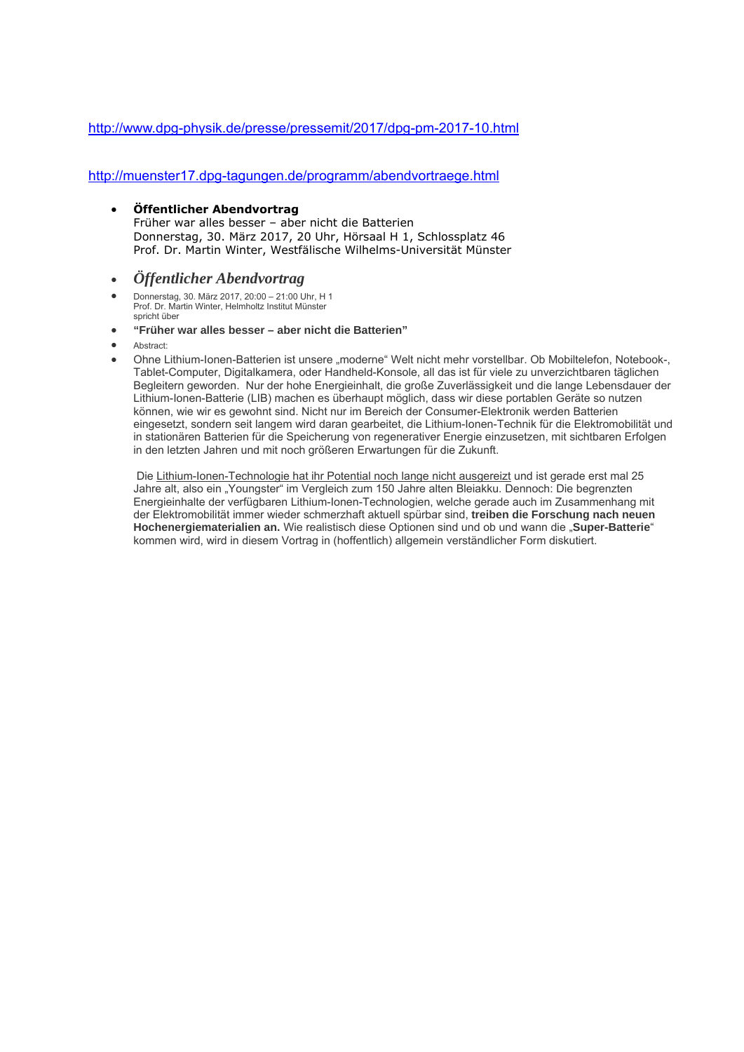http://www.dpg-physik.de/presse/pressemit/2017/dpg-pm-2017-10.html

http://muenster17.dpg-tagungen.de/programm/abendvortraege.html

- **Öffentlicher Abendvortrag**
  Früher war alles besser – aber nicht die Batterien
  Donnerstag, 30. März 2017, 20 Uhr, Hörsaal H 1, Schlossplatz 46
  Prof. Dr. Martin Winter, Westfälische Wilhelms-Universität Münster

- ***Öffentlicher Abendvortrag***
- Donnerstag, 30. März 2017, 20:00 – 21:00 Uhr, H 1
  Prof. Dr. Martin Winter, Helmholtz Institut Münster
  spricht über
- **“Früher war alles besser – aber nicht die Batterien”**
- Abstract:
- Ohne Lithium-Ionen-Batterien ist unsere „moderne“ Welt nicht mehr vorstellbar. Ob Mobiltelefon, Notebook-, Tablet-Computer, Digitalkamera, oder Handheld-Konsole, all das ist für viele zu unverzichtbaren täglichen Begleitern geworden. Nur der hohe Energieinhalt, die große Zuverlässigkeit und die lange Lebensdauer der Lithium-Ionen-Batterie (LIB) machen es überhaupt möglich, dass wir diese portablen Geräte so nutzen können, wie wir es gewohnt sind. Nicht nur im Bereich der Consumer-Elektronik werden Batterien eingesetzt, sondern seit langem wird daran gearbeitet, die Lithium-Ionen-Technik für die Elektromobilität und in stationären Batterien für die Speicherung von regenerativer Energie einzusetzen, mit sichtbaren Erfolgen in den letzten Jahren und mit noch größeren Erwartungen für die Zukunft.

  Die Lithium-Ionen-Technologie hat ihr Potential noch lange nicht ausgereizt und ist gerade erst mal 25 Jahre alt, also ein „Youngster“ im Vergleich zum 150 Jahre alten Bleiakku. Dennoch: Die begrenzten Energieinhalte der verfügbaren Lithium-Ionen-Technologien, welche gerade auch im Zusammenhang mit der Elektromobilität immer wieder schmerzhaft aktuell spürbar sind, **treiben die Forschung nach neuen Hochenergiematerialien an.** Wie realistisch diese Optionen sind und ob und wann die „**Super-Batterie**“ kommen wird, wird in diesem Vortrag in (hoffentlich) allgemein verständlicher Form diskutiert.